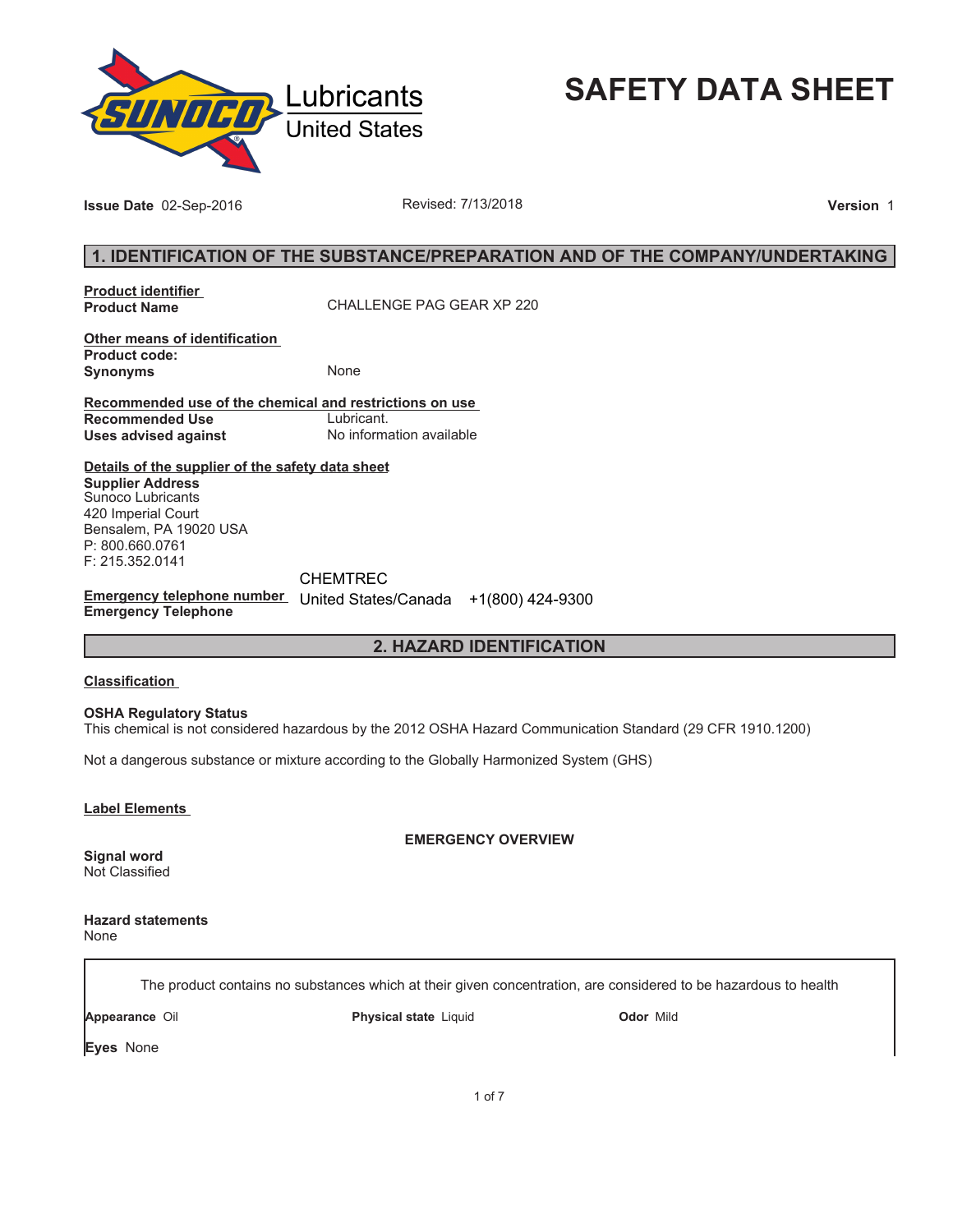Lubricants
United States

# SAFETY DATA SHEET

**Issue Date** 02-Sep-2016 Revised: 7/13/2018 **Version** 1

## 1. IDENTIFICATION OF THE SUBSTANCE/PREPARATION AND OF THE COMPANY/UNDERTAKING

**Product identifier**

**Product Name** CHALLENGE PAG GEAR XP 220

**Other means of identification**

**Product code:**

**Synonyms** None

**Recommended use of the chemical and restrictions on use**

**Recommended Use** Lubricant.

**Uses advised against** No information available

**Details of the supplier of the safety data sheet**

**Supplier Address**
Sunoco Lubricants
420 Imperial Court
Bensalem, PA 19020 USA
P: 800.660.0761
F: 215.352.0141

**Emergency telephone number**

**Emergency Telephone** CHEMTREC United States/Canada +1(800) 424-9300

## 2. HAZARD IDENTIFICATION

**Classification**

**OSHA Regulatory Status**
This chemical is not considered hazardous by the 2012 OSHA Hazard Communication Standard (29 CFR 1910.1200)

Not a dangerous substance or mixture according to the Globally Harmonized System (GHS)

**Label Elements**

**EMERGENCY OVERVIEW**

**Signal word**
Not Classified

**Hazard statements**
None

The product contains no substances which at their given concentration, are considered to be hazardous to health

**Appearance** Oil **Physical state** Liquid **Odor** Mild

**Eyes** None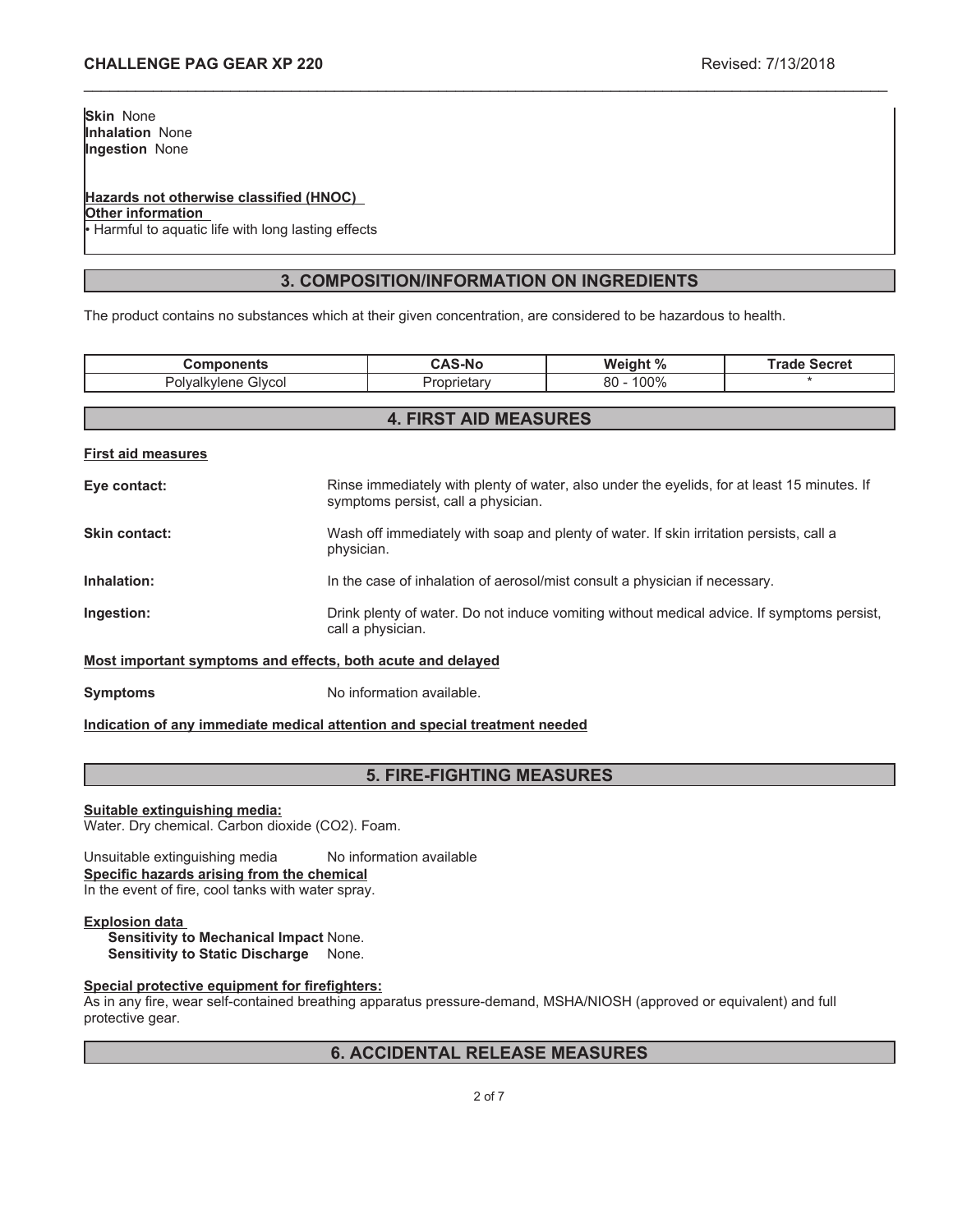**Skin** None
**Inhalation** None
**Ingestion** None

**Hazards not otherwise classified (HNOC)**
**Other information**
• Harmful to aquatic life with long lasting effects

## 3. COMPOSITION/INFORMATION ON INGREDIENTS

The product contains no substances which at their given concentration, are considered to be hazardous to health.

| Components | CAS-No | Weight % | Trade Secret |
|---|---|---|---|
| Polyalkylene Glycol | Proprietary | 80 - 100% | * |

## 4. FIRST AID MEASURES

**First aid measures**

**Eye contact:** Rinse immediately with plenty of water, also under the eyelids, for at least 15 minutes. If symptoms persist, call a physician.

**Skin contact:** Wash off immediately with soap and plenty of water. If skin irritation persists, call a physician.

**Inhalation:** In the case of inhalation of aerosol/mist consult a physician if necessary.

**Ingestion:** Drink plenty of water. Do not induce vomiting without medical advice. If symptoms persist, call a physician.

**Most important symptoms and effects, both acute and delayed**

**Symptoms** No information available.

**Indication of any immediate medical attention and special treatment needed**

## 5. FIRE-FIGHTING MEASURES

**Suitable extinguishing media:**
Water. Dry chemical. Carbon dioxide ($CO_2$). Foam.

Unsuitable extinguishing media No information available
**Specific hazards arising from the chemical**
In the event of fire, cool tanks with water spray.

**Explosion data**
**Sensitivity to Mechanical Impact** None.
**Sensitivity to Static Discharge** None.

**Special protective equipment for firefighters:**
As in any fire, wear self-contained breathing apparatus pressure-demand, MSHA/NIOSH (approved or equivalent) and full protective gear.

## 6. ACCIDENTAL RELEASE MEASURES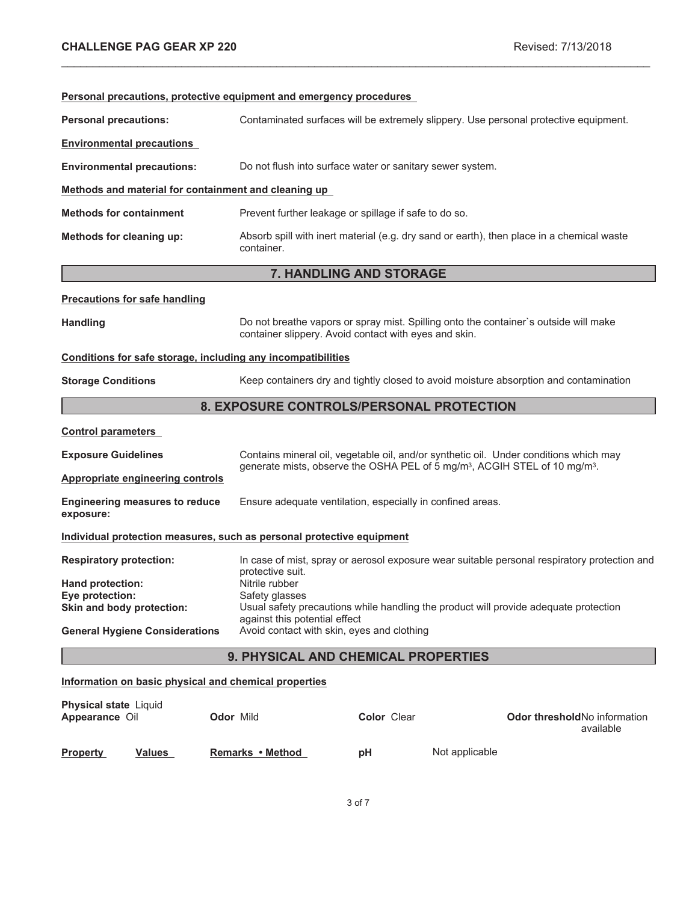**Personal precautions, protective equipment and emergency procedures**

**Personal precautions:** Contaminated surfaces will be extremely slippery. Use personal protective equipment.

**Environmental precautions**

**Environmental precautions:** Do not flush into surface water or sanitary sewer system.

**Methods and material for containment and cleaning up**

**Methods for containment** Prevent further leakage or spillage if safe to do so.

**Methods for cleaning up:** Absorb spill with inert material (e.g. dry sand or earth), then place in a chemical waste container.

## 7. HANDLING AND STORAGE

**Precautions for safe handling**

**Handling** Do not breathe vapors or spray mist. Spilling onto the container`s outside will make container slippery. Avoid contact with eyes and skin.

**Conditions for safe storage, including any incompatibilities**

**Storage Conditions** Keep containers dry and tightly closed to avoid moisture absorption and contamination

## 8. EXPOSURE CONTROLS/PERSONAL PROTECTION

**Control parameters**

**Exposure Guidelines** Contains mineral oil, vegetable oil, and/or synthetic oil. Under conditions which may generate mists, observe the OSHA PEL of 5 mg/m$^3$, ACGIH STEL of 10 mg/m$^3$.

**Appropriate engineering controls**

**Engineering measures to reduce exposure:** Ensure adequate ventilation, especially in confined areas.

**Individual protection measures, such as personal protective equipment**

**Respiratory protection:** In case of mist, spray or aerosol exposure wear suitable personal respiratory protection and protective suit.

**Hand protection:** Nitrile rubber

**Eye protection:** Safety glasses

**Skin and body protection:** Usual safety precautions while handling the product will provide adequate protection against this potential effect

**General Hygiene Considerations** Avoid contact with skin, eyes and clothing

## 9. PHYSICAL AND CHEMICAL PROPERTIES

**Information on basic physical and chemical properties**

**Physical state** Liquid

**Appearance** Oil **Odor** Mild **Color** Clear **Odor threshold** No information available

| Property | Values | Remarks • Method |
|---|---|---|
| pH | Not applicable | |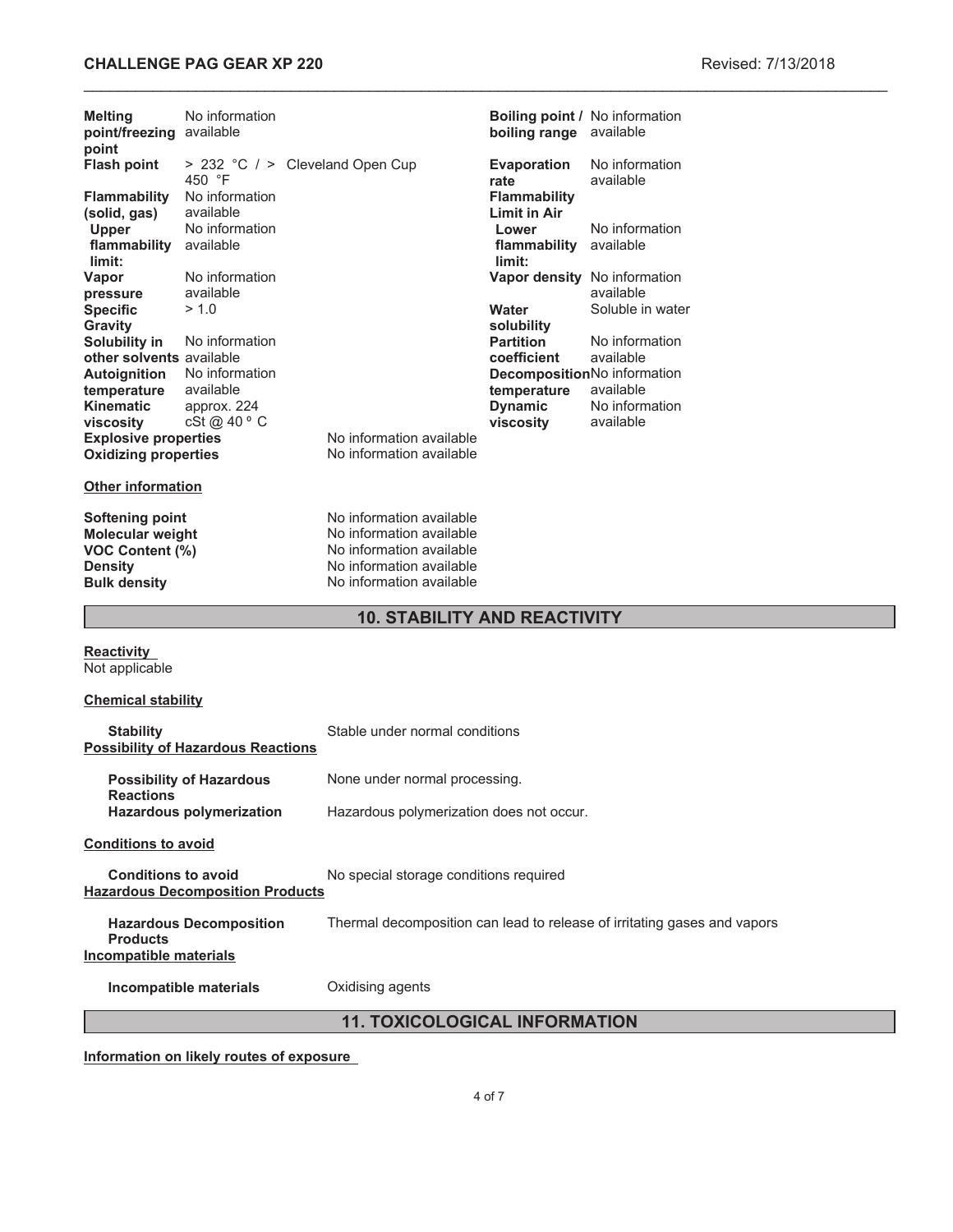| Property | Value | | Property | Value |
|---|---|---|---|---|
| **Melting point/freezing point** | No information available | | **Boiling point / boiling range** | No information available |
| **Flash point** | > 232 °C / > 450 °F | Cleveland Open Cup | **Evaporation rate** | No information available |
| **Flammability (solid, gas)** | No information available | | **Flammability Limit in Air** | |
| **Upper flammability limit:** | No information available | | **Lower flammability limit:** | No information available |
| **Vapor pressure** | No information available | | **Vapor density** | No information available |
| **Specific Gravity** | > 1.0 | | **Water solubility** | Soluble in water |
| **Solubility in other solvents** | No information available | | **Partition coefficient** | No information available |
| **Autoignition temperature** | No information available | | **Decomposition temperature** | No information available |
| **Kinematic viscosity** | approx. 224 cSt @ 40 º C | | **Dynamic viscosity** | No information available |
| **Explosive properties** | | No information available | | |
| **Oxidizing properties** | | No information available | | |

**Other information**

| | |
|---|---|
| **Softening point** | No information available |
| **Molecular weight** | No information available |
| **VOC Content (%)** | No information available |
| **Density** | No information available |
| **Bulk density** | No information available |

## 10. STABILITY AND REACTIVITY

**Reactivity**

Not applicable

**Chemical stability**

**Stability** Stable under normal conditions

**Possibility of Hazardous Reactions**

**Possibility of Hazardous Reactions** None under normal processing.

**Hazardous polymerization** Hazardous polymerization does not occur.

**Conditions to avoid**

**Conditions to avoid** No special storage conditions required

**Hazardous Decomposition Products**

**Hazardous Decomposition Products** Thermal decomposition can lead to release of irritating gases and vapors

**Incompatible materials**

**Incompatible materials** Oxidising agents

## 11. TOXICOLOGICAL INFORMATION

**Information on likely routes of exposure**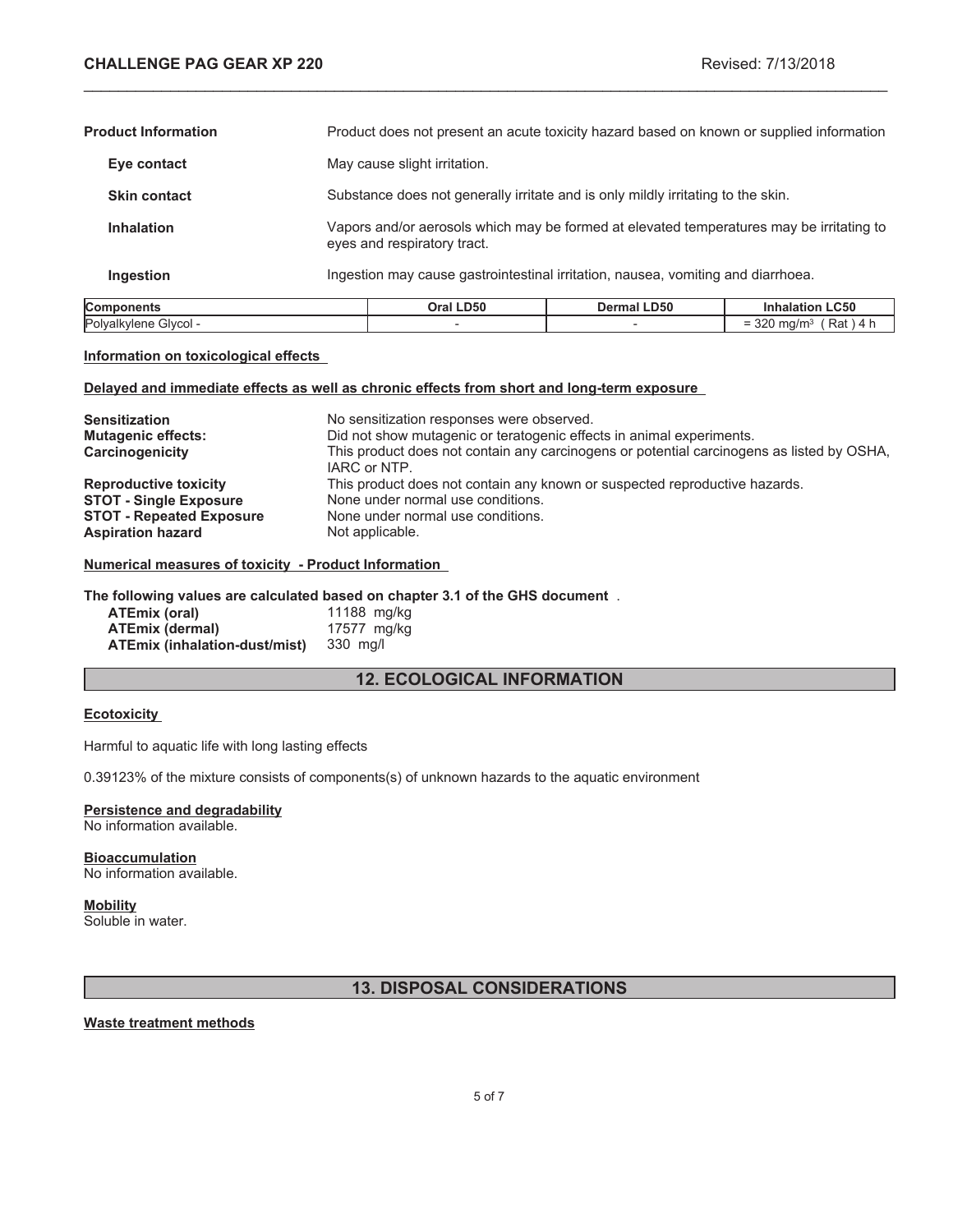| | |
|---|---|
| **Product Information** | Product does not present an acute toxicity hazard based on known or supplied information |
| **Eye contact** | May cause slight irritation. |
| **Skin contact** | Substance does not generally irritate and is only mildly irritating to the skin. |
| **Inhalation** | Vapors and/or aerosols which may be formed at elevated temperatures may be irritating to eyes and respiratory tract. |
| **Ingestion** | Ingestion may cause gastrointestinal irritation, nausea, vomiting and diarrhoea. |

| Components | Oral LD50 | Dermal LD50 | Inhalation LC50 |
|---|---|---|---|
| Polyalkylene Glycol - | - | - | = 320 mg/m³ ( Rat ) 4 h |

**Information on toxicological effects**

**Delayed and immediate effects as well as chronic effects from short and long-term exposure**

| | |
|---|---|
| **Sensitization** | No sensitization responses were observed. |
| **Mutagenic effects:** | Did not show mutagenic or teratogenic effects in animal experiments. |
| **Carcinogenicity** | This product does not contain any carcinogens or potential carcinogens as listed by OSHA, IARC or NTP. |
| **Reproductive toxicity** | This product does not contain any known or suspected reproductive hazards. |
| **STOT - Single Exposure** | None under normal use conditions. |
| **STOT - Repeated Exposure** | None under normal use conditions. |
| **Aspiration hazard** | Not applicable. |

**Numerical measures of toxicity - Product Information**

**The following values are calculated based on chapter 3.1 of the GHS document** .

| | |
|---|---|
| **ATEmix (oral)** | 11188 mg/kg |
| **ATEmix (dermal)** | 17577 mg/kg |
| **ATEmix (inhalation-dust/mist)** | 330 mg/l |

## 12. ECOLOGICAL INFORMATION

**Ecotoxicity**

Harmful to aquatic life with long lasting effects

0.39123% of the mixture consists of components(s) of unknown hazards to the aquatic environment

**Persistence and degradability**
No information available.

**Bioaccumulation**
No information available.

**Mobility**
Soluble in water.

## 13. DISPOSAL CONSIDERATIONS

**Waste treatment methods**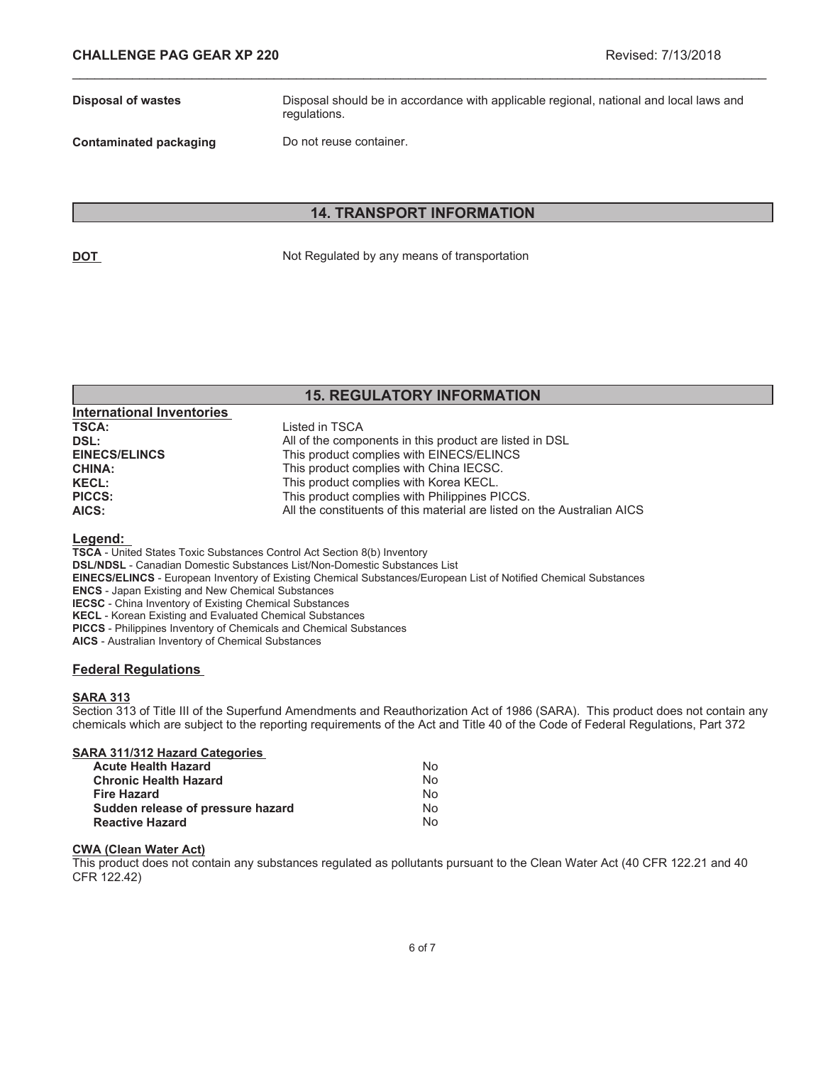| | |
|---|---|
| **Disposal of wastes** | Disposal should be in accordance with applicable regional, national and local laws and regulations. |
| **Contaminated packaging** | Do not reuse container. |

## 14. TRANSPORT INFORMATION

| | |
|---|---|
| **DOT** | Not Regulated by any means of transportation |

## 15. REGULATORY INFORMATION

### International Inventories

| | |
|---|---|
| **TSCA:** | Listed in TSCA |
| **DSL:** | All of the components in this product are listed in DSL |
| **EINECS/ELINCS** | This product complies with EINECS/ELINCS |
| **CHINA:** | This product complies with China IECSC. |
| **KECL:** | This product complies with Korea KECL. |
| **PICCS:** | This product complies with Philippines PICCS. |
| **AICS:** | All the constituents of this material are listed on the Australian AICS |

### Legend:

**TSCA** - United States Toxic Substances Control Act Section 8(b) Inventory
**DSL/NDSL** - Canadian Domestic Substances List/Non-Domestic Substances List
**EINECS/ELINCS** - European Inventory of Existing Chemical Substances/European List of Notified Chemical Substances
**ENCS** - Japan Existing and New Chemical Substances
**IECSC** - China Inventory of Existing Chemical Substances
**KECL** - Korean Existing and Evaluated Chemical Substances
**PICCS** - Philippines Inventory of Chemicals and Chemical Substances
**AICS** - Australian Inventory of Chemical Substances

### Federal Regulations

**SARA 313**

Section 313 of Title III of the Superfund Amendments and Reauthorization Act of 1986 (SARA). This product does not contain any chemicals which are subject to the reporting requirements of the Act and Title 40 of the Code of Federal Regulations, Part 372

**SARA 311/312 Hazard Categories**

| | |
|---|---|
| **Acute Health Hazard** | No |
| **Chronic Health Hazard** | No |
| **Fire Hazard** | No |
| **Sudden release of pressure hazard** | No |
| **Reactive Hazard** | No |

**CWA (Clean Water Act)**

This product does not contain any substances regulated as pollutants pursuant to the Clean Water Act (40 CFR 122.21 and 40 CFR 122.42)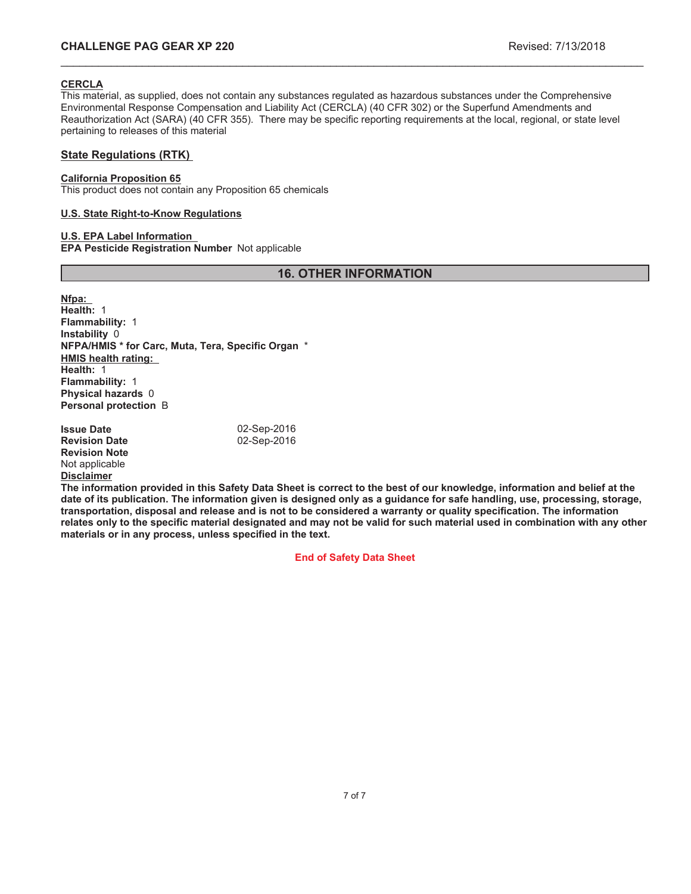**CERCLA**

This material, as supplied, does not contain any substances regulated as hazardous substances under the Comprehensive Environmental Response Compensation and Liability Act (CERCLA) (40 CFR 302) or the Superfund Amendments and Reauthorization Act (SARA) (40 CFR 355). There may be specific reporting requirements at the local, regional, or state level pertaining to releases of this material

### State Regulations (RTK)

**California Proposition 65**

This product does not contain any Proposition 65 chemicals

**U.S. State Right-to-Know Regulations**

**U.S. EPA Label Information**

**EPA Pesticide Registration Number** Not applicable

## 16. OTHER INFORMATION

**Nfpa:**

**Health:** 1
**Flammability:** 1
**Instability** 0
**NFPA/HMIS * for Carc, Muta, Tera, Specific Organ** *

**HMIS health rating:**

**Health:** 1
**Flammability:** 1
**Physical hazards** 0
**Personal protection** B

**Issue Date** 02-Sep-2016
**Revision Date** 02-Sep-2016
**Revision Note**
Not applicable

**Disclaimer**

**The information provided in this Safety Data Sheet is correct to the best of our knowledge, information and belief at the date of its publication. The information given is designed only as a guidance for safe handling, use, processing, storage, transportation, disposal and release and is not to be considered a warranty or quality specification. The information relates only to the specific material designated and may not be valid for such material used in combination with any other materials or in any process, unless specified in the text.**

**End of Safety Data Sheet**